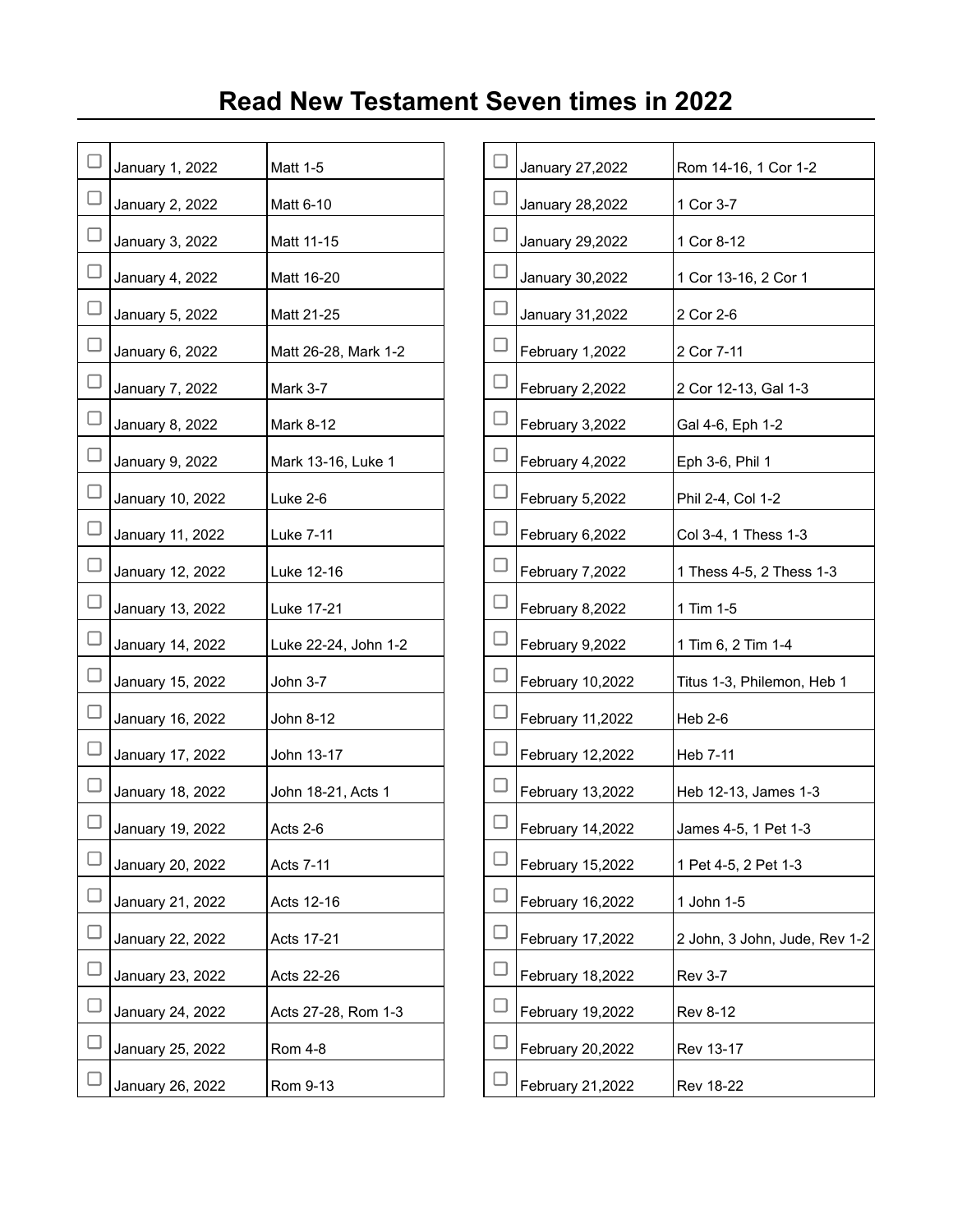# Read New Testament Seven times in 2022

| | Date | Reading |
|---|---|---|
| ☐ | January 1, 2022 | Matt 1-5 |
| ☐ | January 2, 2022 | Matt 6-10 |
| ☐ | January 3, 2022 | Matt 11-15 |
| ☐ | January 4, 2022 | Matt 16-20 |
| ☐ | January 5, 2022 | Matt 21-25 |
| ☐ | January 6, 2022 | Matt 26-28, Mark 1-2 |
| ☐ | January 7, 2022 | Mark 3-7 |
| ☐ | January 8, 2022 | Mark 8-12 |
| ☐ | January 9, 2022 | Mark 13-16, Luke 1 |
| ☐ | January 10, 2022 | Luke 2-6 |
| ☐ | January 11, 2022 | Luke 7-11 |
| ☐ | January 12, 2022 | Luke 12-16 |
| ☐ | January 13, 2022 | Luke 17-21 |
| ☐ | January 14, 2022 | Luke 22-24, John 1-2 |
| ☐ | January 15, 2022 | John 3-7 |
| ☐ | January 16, 2022 | John 8-12 |
| ☐ | January 17, 2022 | John 13-17 |
| ☐ | January 18, 2022 | John 18-21, Acts 1 |
| ☐ | January 19, 2022 | Acts 2-6 |
| ☐ | January 20, 2022 | Acts 7-11 |
| ☐ | January 21, 2022 | Acts 12-16 |
| ☐ | January 22, 2022 | Acts 17-21 |
| ☐ | January 23, 2022 | Acts 22-26 |
| ☐ | January 24, 2022 | Acts 27-28, Rom 1-3 |
| ☐ | January 25, 2022 | Rom 4-8 |
| ☐ | January 26, 2022 | Rom 9-13 |
| ☐ | January 27,2022 | Rom 14-16, 1 Cor 1-2 |
| ☐ | January 28,2022 | 1 Cor 3-7 |
| ☐ | January 29,2022 | 1 Cor 8-12 |
| ☐ | January 30,2022 | 1 Cor 13-16, 2 Cor 1 |
| ☐ | January 31,2022 | 2 Cor 2-6 |
| ☐ | February 1,2022 | 2 Cor 7-11 |
| ☐ | February 2,2022 | 2 Cor 12-13, Gal 1-3 |
| ☐ | February 3,2022 | Gal 4-6, Eph 1-2 |
| ☐ | February 4,2022 | Eph 3-6, Phil 1 |
| ☐ | February 5,2022 | Phil 2-4, Col 1-2 |
| ☐ | February 6,2022 | Col 3-4, 1 Thess 1-3 |
| ☐ | February 7,2022 | 1 Thess 4-5, 2 Thess 1-3 |
| ☐ | February 8,2022 | 1 Tim 1-5 |
| ☐ | February 9,2022 | 1 Tim 6, 2 Tim 1-4 |
| ☐ | February 10,2022 | Titus 1-3, Philemon, Heb 1 |
| ☐ | February 11,2022 | Heb 2-6 |
| ☐ | February 12,2022 | Heb 7-11 |
| ☐ | February 13,2022 | Heb 12-13, James 1-3 |
| ☐ | February 14,2022 | James 4-5, 1 Pet 1-3 |
| ☐ | February 15,2022 | 1 Pet 4-5, 2 Pet 1-3 |
| ☐ | February 16,2022 | 1 John 1-5 |
| ☐ | February 17,2022 | 2 John, 3 John, Jude, Rev 1-2 |
| ☐ | February 18,2022 | Rev 3-7 |
| ☐ | February 19,2022 | Rev 8-12 |
| ☐ | February 20,2022 | Rev 13-17 |
| ☐ | February 21,2022 | Rev 18-22 |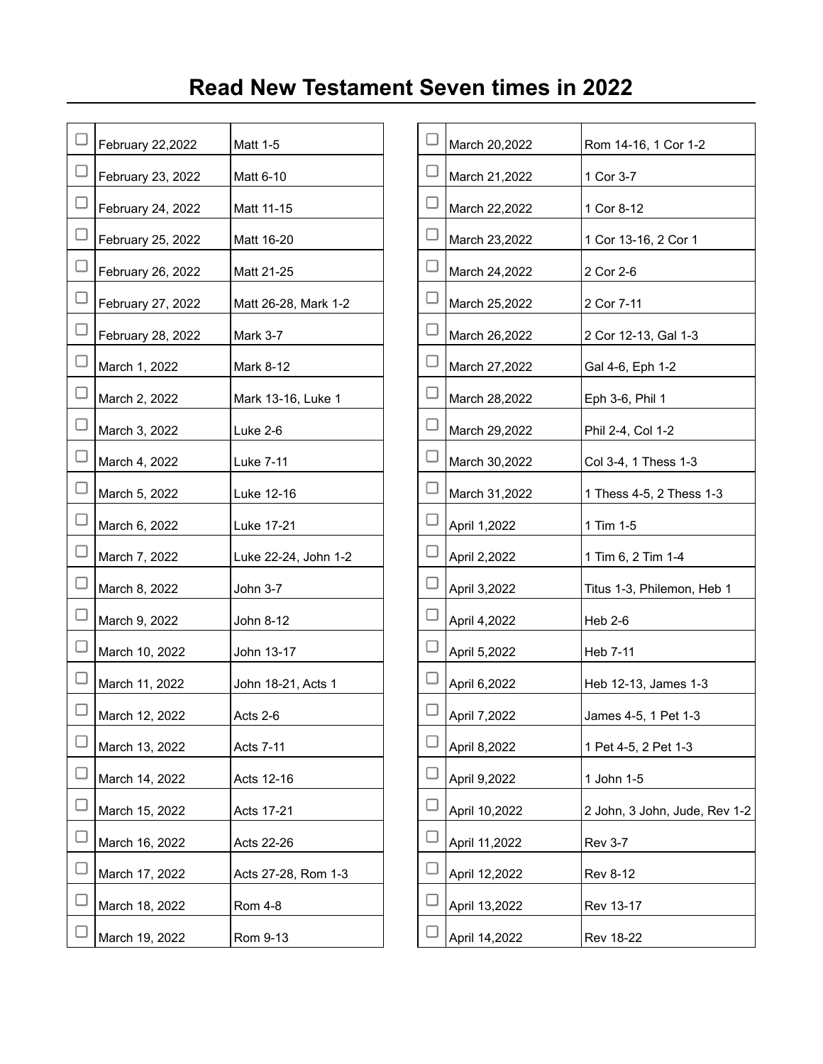# Read New Testament Seven times in 2022

| | Date | Reading |
|---|---|---|
| ☐ | February 22,2022 | Matt 1-5 |
| ☐ | February 23, 2022 | Matt 6-10 |
| ☐ | February 24, 2022 | Matt 11-15 |
| ☐ | February 25, 2022 | Matt 16-20 |
| ☐ | February 26, 2022 | Matt 21-25 |
| ☐ | February 27, 2022 | Matt 26-28, Mark 1-2 |
| ☐ | February 28, 2022 | Mark 3-7 |
| ☐ | March 1, 2022 | Mark 8-12 |
| ☐ | March 2, 2022 | Mark 13-16, Luke 1 |
| ☐ | March 3, 2022 | Luke 2-6 |
| ☐ | March 4, 2022 | Luke 7-11 |
| ☐ | March 5, 2022 | Luke 12-16 |
| ☐ | March 6, 2022 | Luke 17-21 |
| ☐ | March 7, 2022 | Luke 22-24, John 1-2 |
| ☐ | March 8, 2022 | John 3-7 |
| ☐ | March 9, 2022 | John 8-12 |
| ☐ | March 10, 2022 | John 13-17 |
| ☐ | March 11, 2022 | John 18-21, Acts 1 |
| ☐ | March 12, 2022 | Acts 2-6 |
| ☐ | March 13, 2022 | Acts 7-11 |
| ☐ | March 14, 2022 | Acts 12-16 |
| ☐ | March 15, 2022 | Acts 17-21 |
| ☐ | March 16, 2022 | Acts 22-26 |
| ☐ | March 17, 2022 | Acts 27-28, Rom 1-3 |
| ☐ | March 18, 2022 | Rom 4-8 |
| ☐ | March 19, 2022 | Rom 9-13 |
| ☐ | March 20,2022 | Rom 14-16, 1 Cor 1-2 |
| ☐ | March 21,2022 | 1 Cor 3-7 |
| ☐ | March 22,2022 | 1 Cor 8-12 |
| ☐ | March 23,2022 | 1 Cor 13-16, 2 Cor 1 |
| ☐ | March 24,2022 | 2 Cor 2-6 |
| ☐ | March 25,2022 | 2 Cor 7-11 |
| ☐ | March 26,2022 | 2 Cor 12-13, Gal 1-3 |
| ☐ | March 27,2022 | Gal 4-6, Eph 1-2 |
| ☐ | March 28,2022 | Eph 3-6, Phil 1 |
| ☐ | March 29,2022 | Phil 2-4, Col 1-2 |
| ☐ | March 30,2022 | Col 3-4, 1 Thess 1-3 |
| ☐ | March 31,2022 | 1 Thess 4-5, 2 Thess 1-3 |
| ☐ | April 1,2022 | 1 Tim 1-5 |
| ☐ | April 2,2022 | 1 Tim 6, 2 Tim 1-4 |
| ☐ | April 3,2022 | Titus 1-3, Philemon, Heb 1 |
| ☐ | April 4,2022 | Heb 2-6 |
| ☐ | April 5,2022 | Heb 7-11 |
| ☐ | April 6,2022 | Heb 12-13, James 1-3 |
| ☐ | April 7,2022 | James 4-5, 1 Pet 1-3 |
| ☐ | April 8,2022 | 1 Pet 4-5, 2 Pet 1-3 |
| ☐ | April 9,2022 | 1 John 1-5 |
| ☐ | April 10,2022 | 2 John, 3 John, Jude, Rev 1-2 |
| ☐ | April 11,2022 | Rev 3-7 |
| ☐ | April 12,2022 | Rev 8-12 |
| ☐ | April 13,2022 | Rev 13-17 |
| ☐ | April 14,2022 | Rev 18-22 |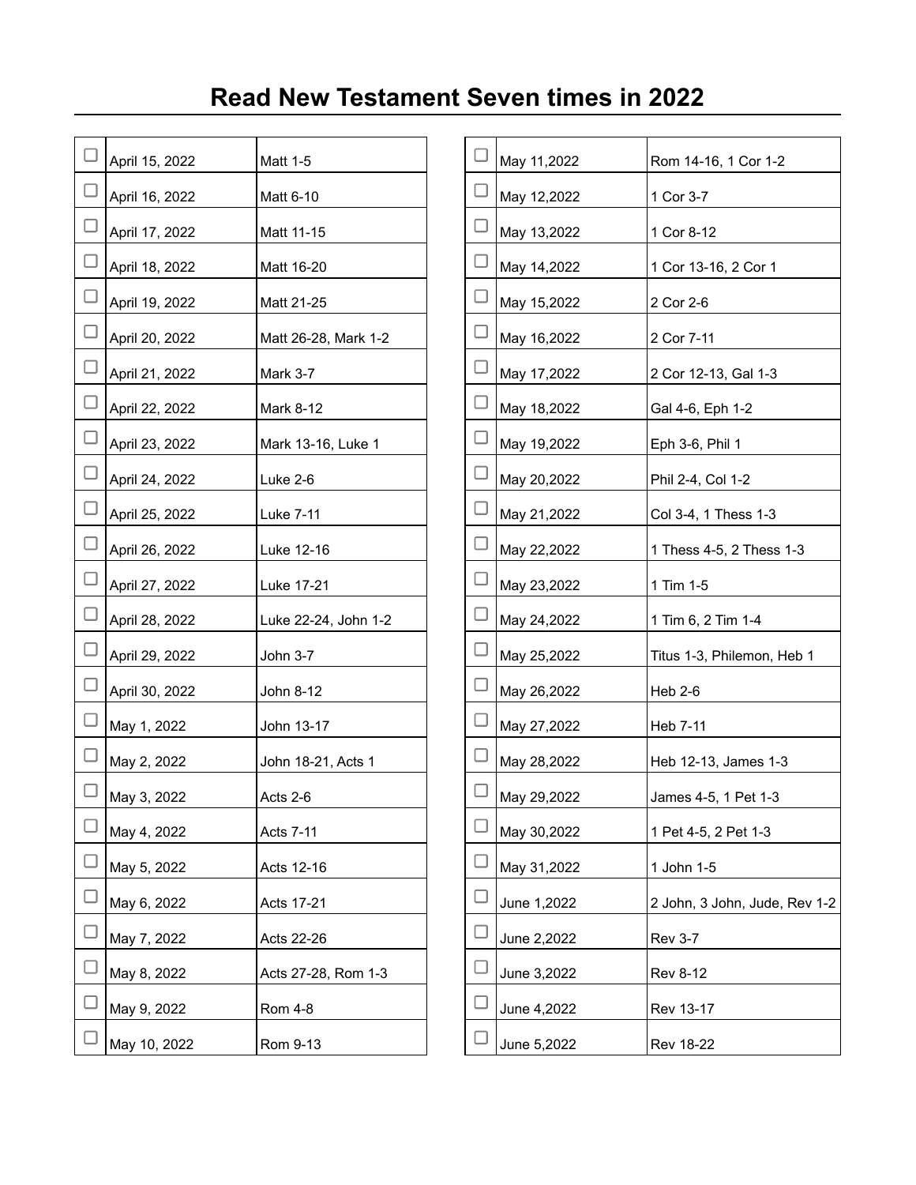# Read New Testament Seven times in 2022

| ☐ | Date | Reading |
|---|---|---|
| ☐ | April 15, 2022 | Matt 1-5 |
| ☐ | April 16, 2022 | Matt 6-10 |
| ☐ | April 17, 2022 | Matt 11-15 |
| ☐ | April 18, 2022 | Matt 16-20 |
| ☐ | April 19, 2022 | Matt 21-25 |
| ☐ | April 20, 2022 | Matt 26-28, Mark 1-2 |
| ☐ | April 21, 2022 | Mark 3-7 |
| ☐ | April 22, 2022 | Mark 8-12 |
| ☐ | April 23, 2022 | Mark 13-16, Luke 1 |
| ☐ | April 24, 2022 | Luke 2-6 |
| ☐ | April 25, 2022 | Luke 7-11 |
| ☐ | April 26, 2022 | Luke 12-16 |
| ☐ | April 27, 2022 | Luke 17-21 |
| ☐ | April 28, 2022 | Luke 22-24, John 1-2 |
| ☐ | April 29, 2022 | John 3-7 |
| ☐ | April 30, 2022 | John 8-12 |
| ☐ | May 1, 2022 | John 13-17 |
| ☐ | May 2, 2022 | John 18-21, Acts 1 |
| ☐ | May 3, 2022 | Acts 2-6 |
| ☐ | May 4, 2022 | Acts 7-11 |
| ☐ | May 5, 2022 | Acts 12-16 |
| ☐ | May 6, 2022 | Acts 17-21 |
| ☐ | May 7, 2022 | Acts 22-26 |
| ☐ | May 8, 2022 | Acts 27-28, Rom 1-3 |
| ☐ | May 9, 2022 | Rom 4-8 |
| ☐ | May 10, 2022 | Rom 9-13 |
| ☐ | May 11,2022 | Rom 14-16, 1 Cor 1-2 |
| ☐ | May 12,2022 | 1 Cor 3-7 |
| ☐ | May 13,2022 | 1 Cor 8-12 |
| ☐ | May 14,2022 | 1 Cor 13-16, 2 Cor 1 |
| ☐ | May 15,2022 | 2 Cor 2-6 |
| ☐ | May 16,2022 | 2 Cor 7-11 |
| ☐ | May 17,2022 | 2 Cor 12-13, Gal 1-3 |
| ☐ | May 18,2022 | Gal 4-6, Eph 1-2 |
| ☐ | May 19,2022 | Eph 3-6, Phil 1 |
| ☐ | May 20,2022 | Phil 2-4, Col 1-2 |
| ☐ | May 21,2022 | Col 3-4, 1 Thess 1-3 |
| ☐ | May 22,2022 | 1 Thess 4-5, 2 Thess 1-3 |
| ☐ | May 23,2022 | 1 Tim 1-5 |
| ☐ | May 24,2022 | 1 Tim 6, 2 Tim 1-4 |
| ☐ | May 25,2022 | Titus 1-3, Philemon, Heb 1 |
| ☐ | May 26,2022 | Heb 2-6 |
| ☐ | May 27,2022 | Heb 7-11 |
| ☐ | May 28,2022 | Heb 12-13, James 1-3 |
| ☐ | May 29,2022 | James 4-5, 1 Pet 1-3 |
| ☐ | May 30,2022 | 1 Pet 4-5, 2 Pet 1-3 |
| ☐ | May 31,2022 | 1 John 1-5 |
| ☐ | June 1,2022 | 2 John, 3 John, Jude, Rev 1-2 |
| ☐ | June 2,2022 | Rev 3-7 |
| ☐ | June 3,2022 | Rev 8-12 |
| ☐ | June 4,2022 | Rev 13-17 |
| ☐ | June 5,2022 | Rev 18-22 |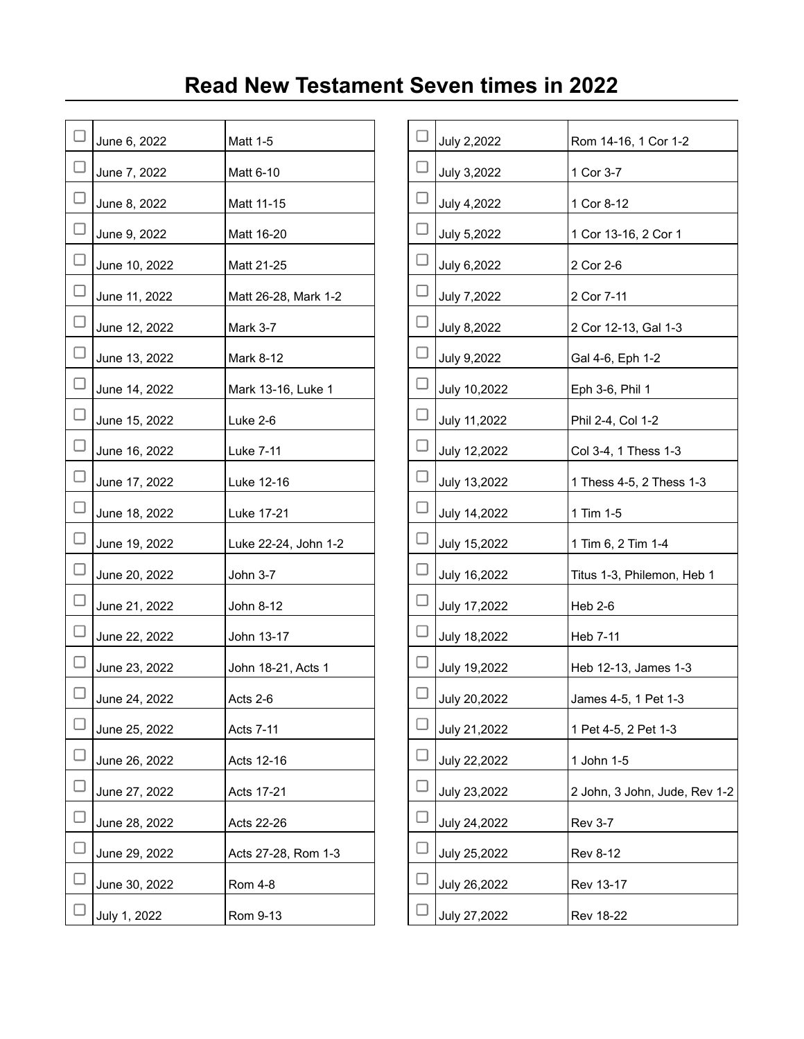# Read New Testament Seven times in 2022

| | Date | Reading |
|---|---|---|
| ☐ | June 6, 2022 | Matt 1-5 |
| ☐ | June 7, 2022 | Matt 6-10 |
| ☐ | June 8, 2022 | Matt 11-15 |
| ☐ | June 9, 2022 | Matt 16-20 |
| ☐ | June 10, 2022 | Matt 21-25 |
| ☐ | June 11, 2022 | Matt 26-28, Mark 1-2 |
| ☐ | June 12, 2022 | Mark 3-7 |
| ☐ | June 13, 2022 | Mark 8-12 |
| ☐ | June 14, 2022 | Mark 13-16, Luke 1 |
| ☐ | June 15, 2022 | Luke 2-6 |
| ☐ | June 16, 2022 | Luke 7-11 |
| ☐ | June 17, 2022 | Luke 12-16 |
| ☐ | June 18, 2022 | Luke 17-21 |
| ☐ | June 19, 2022 | Luke 22-24, John 1-2 |
| ☐ | June 20, 2022 | John 3-7 |
| ☐ | June 21, 2022 | John 8-12 |
| ☐ | June 22, 2022 | John 13-17 |
| ☐ | June 23, 2022 | John 18-21, Acts 1 |
| ☐ | June 24, 2022 | Acts 2-6 |
| ☐ | June 25, 2022 | Acts 7-11 |
| ☐ | June 26, 2022 | Acts 12-16 |
| ☐ | June 27, 2022 | Acts 17-21 |
| ☐ | June 28, 2022 | Acts 22-26 |
| ☐ | June 29, 2022 | Acts 27-28, Rom 1-3 |
| ☐ | June 30, 2022 | Rom 4-8 |
| ☐ | July 1, 2022 | Rom 9-13 |
| ☐ | July 2,2022 | Rom 14-16, 1 Cor 1-2 |
| ☐ | July 3,2022 | 1 Cor 3-7 |
| ☐ | July 4,2022 | 1 Cor 8-12 |
| ☐ | July 5,2022 | 1 Cor 13-16, 2 Cor 1 |
| ☐ | July 6,2022 | 2 Cor 2-6 |
| ☐ | July 7,2022 | 2 Cor 7-11 |
| ☐ | July 8,2022 | 2 Cor 12-13, Gal 1-3 |
| ☐ | July 9,2022 | Gal 4-6, Eph 1-2 |
| ☐ | July 10,2022 | Eph 3-6, Phil 1 |
| ☐ | July 11,2022 | Phil 2-4, Col 1-2 |
| ☐ | July 12,2022 | Col 3-4, 1 Thess 1-3 |
| ☐ | July 13,2022 | 1 Thess 4-5, 2 Thess 1-3 |
| ☐ | July 14,2022 | 1 Tim 1-5 |
| ☐ | July 15,2022 | 1 Tim 6, 2 Tim 1-4 |
| ☐ | July 16,2022 | Titus 1-3, Philemon, Heb 1 |
| ☐ | July 17,2022 | Heb 2-6 |
| ☐ | July 18,2022 | Heb 7-11 |
| ☐ | July 19,2022 | Heb 12-13, James 1-3 |
| ☐ | July 20,2022 | James 4-5, 1 Pet 1-3 |
| ☐ | July 21,2022 | 1 Pet 4-5, 2 Pet 1-3 |
| ☐ | July 22,2022 | 1 John 1-5 |
| ☐ | July 23,2022 | 2 John, 3 John, Jude, Rev 1-2 |
| ☐ | July 24,2022 | Rev 3-7 |
| ☐ | July 25,2022 | Rev 8-12 |
| ☐ | July 26,2022 | Rev 13-17 |
| ☐ | July 27,2022 | Rev 18-22 |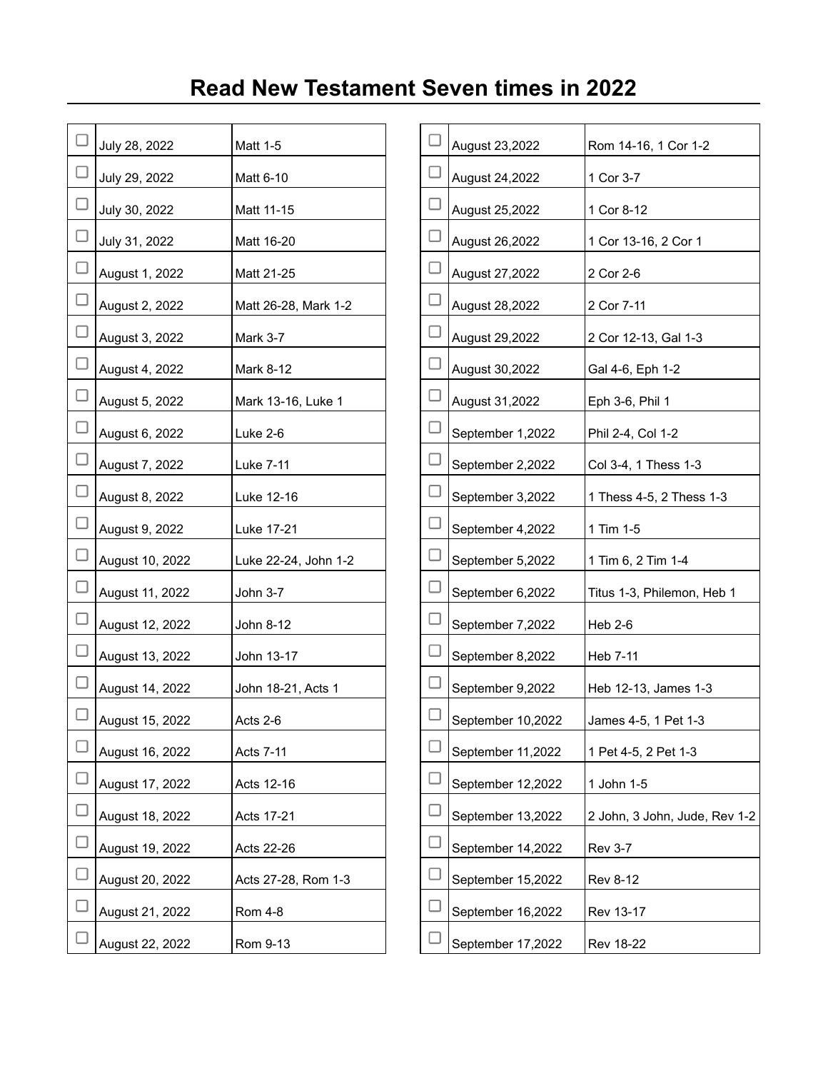# Read New Testament Seven times in 2022

| | Date | Reading |
|---|---|---|
| ☐ | July 28, 2022 | Matt 1-5 |
| ☐ | July 29, 2022 | Matt 6-10 |
| ☐ | July 30, 2022 | Matt 11-15 |
| ☐ | July 31, 2022 | Matt 16-20 |
| ☐ | August 1, 2022 | Matt 21-25 |
| ☐ | August 2, 2022 | Matt 26-28, Mark 1-2 |
| ☐ | August 3, 2022 | Mark 3-7 |
| ☐ | August 4, 2022 | Mark 8-12 |
| ☐ | August 5, 2022 | Mark 13-16, Luke 1 |
| ☐ | August 6, 2022 | Luke 2-6 |
| ☐ | August 7, 2022 | Luke 7-11 |
| ☐ | August 8, 2022 | Luke 12-16 |
| ☐ | August 9, 2022 | Luke 17-21 |
| ☐ | August 10, 2022 | Luke 22-24, John 1-2 |
| ☐ | August 11, 2022 | John 3-7 |
| ☐ | August 12, 2022 | John 8-12 |
| ☐ | August 13, 2022 | John 13-17 |
| ☐ | August 14, 2022 | John 18-21, Acts 1 |
| ☐ | August 15, 2022 | Acts 2-6 |
| ☐ | August 16, 2022 | Acts 7-11 |
| ☐ | August 17, 2022 | Acts 12-16 |
| ☐ | August 18, 2022 | Acts 17-21 |
| ☐ | August 19, 2022 | Acts 22-26 |
| ☐ | August 20, 2022 | Acts 27-28, Rom 1-3 |
| ☐ | August 21, 2022 | Rom 4-8 |
| ☐ | August 22, 2022 | Rom 9-13 |
| ☐ | August 23,2022 | Rom 14-16, 1 Cor 1-2 |
| ☐ | August 24,2022 | 1 Cor 3-7 |
| ☐ | August 25,2022 | 1 Cor 8-12 |
| ☐ | August 26,2022 | 1 Cor 13-16, 2 Cor 1 |
| ☐ | August 27,2022 | 2 Cor 2-6 |
| ☐ | August 28,2022 | 2 Cor 7-11 |
| ☐ | August 29,2022 | 2 Cor 12-13, Gal 1-3 |
| ☐ | August 30,2022 | Gal 4-6, Eph 1-2 |
| ☐ | August 31,2022 | Eph 3-6, Phil 1 |
| ☐ | September 1,2022 | Phil 2-4, Col 1-2 |
| ☐ | September 2,2022 | Col 3-4, 1 Thess 1-3 |
| ☐ | September 3,2022 | 1 Thess 4-5, 2 Thess 1-3 |
| ☐ | September 4,2022 | 1 Tim 1-5 |
| ☐ | September 5,2022 | 1 Tim 6, 2 Tim 1-4 |
| ☐ | September 6,2022 | Titus 1-3, Philemon, Heb 1 |
| ☐ | September 7,2022 | Heb 2-6 |
| ☐ | September 8,2022 | Heb 7-11 |
| ☐ | September 9,2022 | Heb 12-13, James 1-3 |
| ☐ | September 10,2022 | James 4-5, 1 Pet 1-3 |
| ☐ | September 11,2022 | 1 Pet 4-5, 2 Pet 1-3 |
| ☐ | September 12,2022 | 1 John 1-5 |
| ☐ | September 13,2022 | 2 John, 3 John, Jude, Rev 1-2 |
| ☐ | September 14,2022 | Rev 3-7 |
| ☐ | September 15,2022 | Rev 8-12 |
| ☐ | September 16,2022 | Rev 13-17 |
| ☐ | September 17,2022 | Rev 18-22 |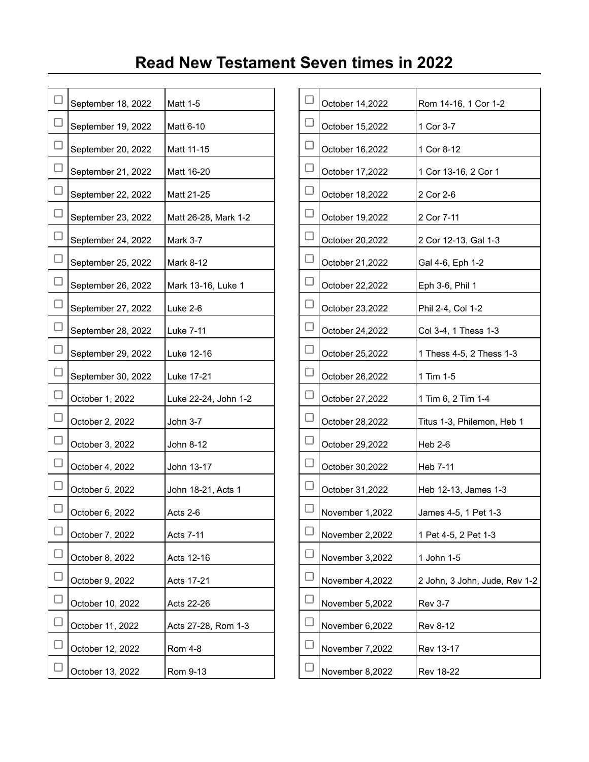# Read New Testament Seven times in 2022

| | Date | Reading |
|---|---|---|
| ☐ | September 18, 2022 | Matt 1-5 |
| ☐ | September 19, 2022 | Matt 6-10 |
| ☐ | September 20, 2022 | Matt 11-15 |
| ☐ | September 21, 2022 | Matt 16-20 |
| ☐ | September 22, 2022 | Matt 21-25 |
| ☐ | September 23, 2022 | Matt 26-28, Mark 1-2 |
| ☐ | September 24, 2022 | Mark 3-7 |
| ☐ | September 25, 2022 | Mark 8-12 |
| ☐ | September 26, 2022 | Mark 13-16, Luke 1 |
| ☐ | September 27, 2022 | Luke 2-6 |
| ☐ | September 28, 2022 | Luke 7-11 |
| ☐ | September 29, 2022 | Luke 12-16 |
| ☐ | September 30, 2022 | Luke 17-21 |
| ☐ | October 1, 2022 | Luke 22-24, John 1-2 |
| ☐ | October 2, 2022 | John 3-7 |
| ☐ | October 3, 2022 | John 8-12 |
| ☐ | October 4, 2022 | John 13-17 |
| ☐ | October 5, 2022 | John 18-21, Acts 1 |
| ☐ | October 6, 2022 | Acts 2-6 |
| ☐ | October 7, 2022 | Acts 7-11 |
| ☐ | October 8, 2022 | Acts 12-16 |
| ☐ | October 9, 2022 | Acts 17-21 |
| ☐ | October 10, 2022 | Acts 22-26 |
| ☐ | October 11, 2022 | Acts 27-28, Rom 1-3 |
| ☐ | October 12, 2022 | Rom 4-8 |
| ☐ | October 13, 2022 | Rom 9-13 |
| ☐ | October 14,2022 | Rom 14-16, 1 Cor 1-2 |
| ☐ | October 15,2022 | 1 Cor 3-7 |
| ☐ | October 16,2022 | 1 Cor 8-12 |
| ☐ | October 17,2022 | 1 Cor 13-16, 2 Cor 1 |
| ☐ | October 18,2022 | 2 Cor 2-6 |
| ☐ | October 19,2022 | 2 Cor 7-11 |
| ☐ | October 20,2022 | 2 Cor 12-13, Gal 1-3 |
| ☐ | October 21,2022 | Gal 4-6, Eph 1-2 |
| ☐ | October 22,2022 | Eph 3-6, Phil 1 |
| ☐ | October 23,2022 | Phil 2-4, Col 1-2 |
| ☐ | October 24,2022 | Col 3-4, 1 Thess 1-3 |
| ☐ | October 25,2022 | 1 Thess 4-5, 2 Thess 1-3 |
| ☐ | October 26,2022 | 1 Tim 1-5 |
| ☐ | October 27,2022 | 1 Tim 6, 2 Tim 1-4 |
| ☐ | October 28,2022 | Titus 1-3, Philemon, Heb 1 |
| ☐ | October 29,2022 | Heb 2-6 |
| ☐ | October 30,2022 | Heb 7-11 |
| ☐ | October 31,2022 | Heb 12-13, James 1-3 |
| ☐ | November 1,2022 | James 4-5, 1 Pet 1-3 |
| ☐ | November 2,2022 | 1 Pet 4-5, 2 Pet 1-3 |
| ☐ | November 3,2022 | 1 John 1-5 |
| ☐ | November 4,2022 | 2 John, 3 John, Jude, Rev 1-2 |
| ☐ | November 5,2022 | Rev 3-7 |
| ☐ | November 6,2022 | Rev 8-12 |
| ☐ | November 7,2022 | Rev 13-17 |
| ☐ | November 8,2022 | Rev 18-22 |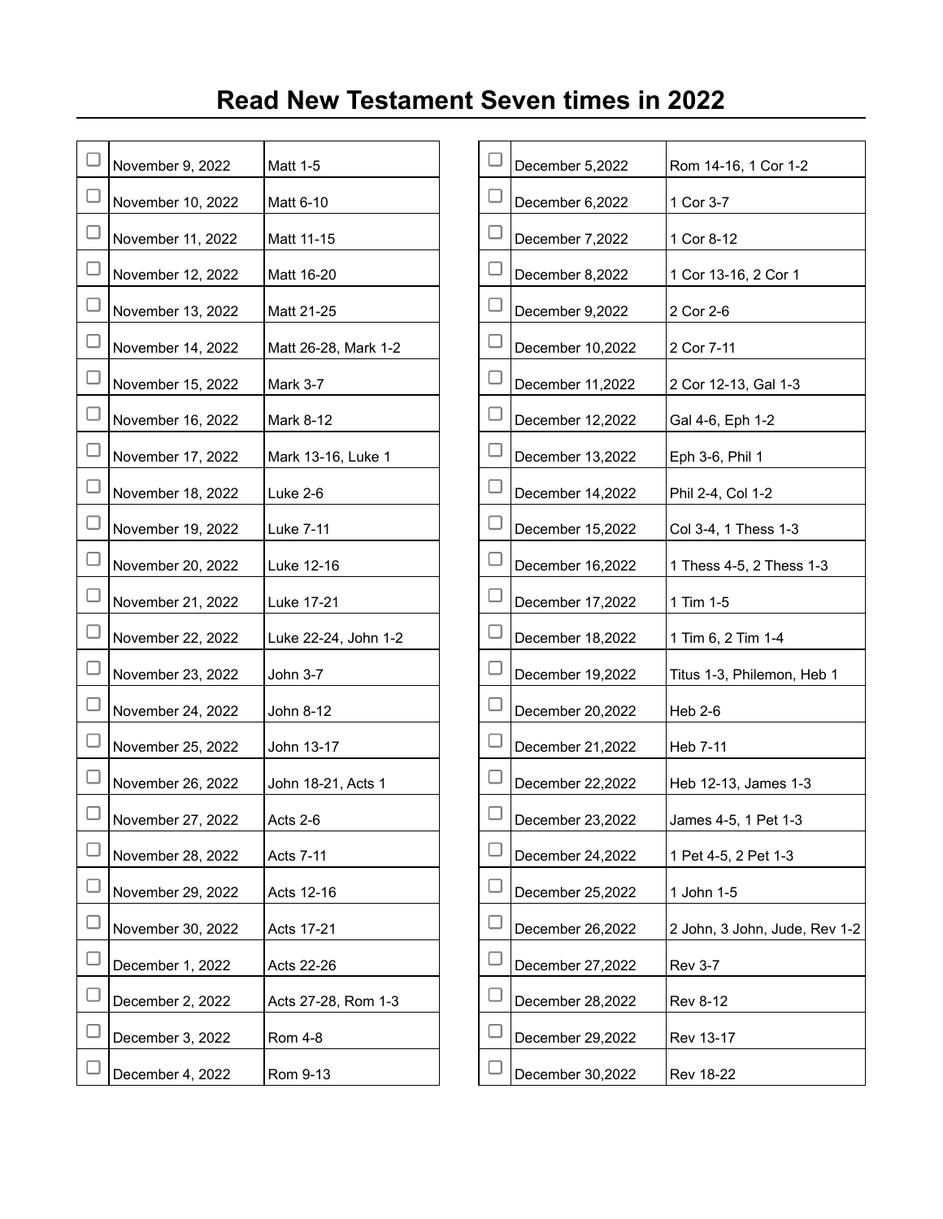# Read New Testament Seven times in 2022

| | | |
|---|---|---|
| ☐ | November 9, 2022 | Matt 1-5 |
| ☐ | November 10, 2022 | Matt 6-10 |
| ☐ | November 11, 2022 | Matt 11-15 |
| ☐ | November 12, 2022 | Matt 16-20 |
| ☐ | November 13, 2022 | Matt 21-25 |
| ☐ | November 14, 2022 | Matt 26-28, Mark 1-2 |
| ☐ | November 15, 2022 | Mark 3-7 |
| ☐ | November 16, 2022 | Mark 8-12 |
| ☐ | November 17, 2022 | Mark 13-16, Luke 1 |
| ☐ | November 18, 2022 | Luke 2-6 |
| ☐ | November 19, 2022 | Luke 7-11 |
| ☐ | November 20, 2022 | Luke 12-16 |
| ☐ | November 21, 2022 | Luke 17-21 |
| ☐ | November 22, 2022 | Luke 22-24, John 1-2 |
| ☐ | November 23, 2022 | John 3-7 |
| ☐ | November 24, 2022 | John 8-12 |
| ☐ | November 25, 2022 | John 13-17 |
| ☐ | November 26, 2022 | John 18-21, Acts 1 |
| ☐ | November 27, 2022 | Acts 2-6 |
| ☐ | November 28, 2022 | Acts 7-11 |
| ☐ | November 29, 2022 | Acts 12-16 |
| ☐ | November 30, 2022 | Acts 17-21 |
| ☐ | December 1, 2022 | Acts 22-26 |
| ☐ | December 2, 2022 | Acts 27-28, Rom 1-3 |
| ☐ | December 3, 2022 | Rom 4-8 |
| ☐ | December 4, 2022 | Rom 9-13 |

| | | |
|---|---|---|
| ☐ | December 5,2022 | Rom 14-16, 1 Cor 1-2 |
| ☐ | December 6,2022 | 1 Cor 3-7 |
| ☐ | December 7,2022 | 1 Cor 8-12 |
| ☐ | December 8,2022 | 1 Cor 13-16, 2 Cor 1 |
| ☐ | December 9,2022 | 2 Cor 2-6 |
| ☐ | December 10,2022 | 2 Cor 7-11 |
| ☐ | December 11,2022 | 2 Cor 12-13, Gal 1-3 |
| ☐ | December 12,2022 | Gal 4-6, Eph 1-2 |
| ☐ | December 13,2022 | Eph 3-6, Phil 1 |
| ☐ | December 14,2022 | Phil 2-4, Col 1-2 |
| ☐ | December 15,2022 | Col 3-4, 1 Thess 1-3 |
| ☐ | December 16,2022 | 1 Thess 4-5, 2 Thess 1-3 |
| ☐ | December 17,2022 | 1 Tim 1-5 |
| ☐ | December 18,2022 | 1 Tim 6, 2 Tim 1-4 |
| ☐ | December 19,2022 | Titus 1-3, Philemon, Heb 1 |
| ☐ | December 20,2022 | Heb 2-6 |
| ☐ | December 21,2022 | Heb 7-11 |
| ☐ | December 22,2022 | Heb 12-13, James 1-3 |
| ☐ | December 23,2022 | James 4-5, 1 Pet 1-3 |
| ☐ | December 24,2022 | 1 Pet 4-5, 2 Pet 1-3 |
| ☐ | December 25,2022 | 1 John 1-5 |
| ☐ | December 26,2022 | 2 John, 3 John, Jude, Rev 1-2 |
| ☐ | December 27,2022 | Rev 3-7 |
| ☐ | December 28,2022 | Rev 8-12 |
| ☐ | December 29,2022 | Rev 13-17 |
| ☐ | December 30,2022 | Rev 18-22 |